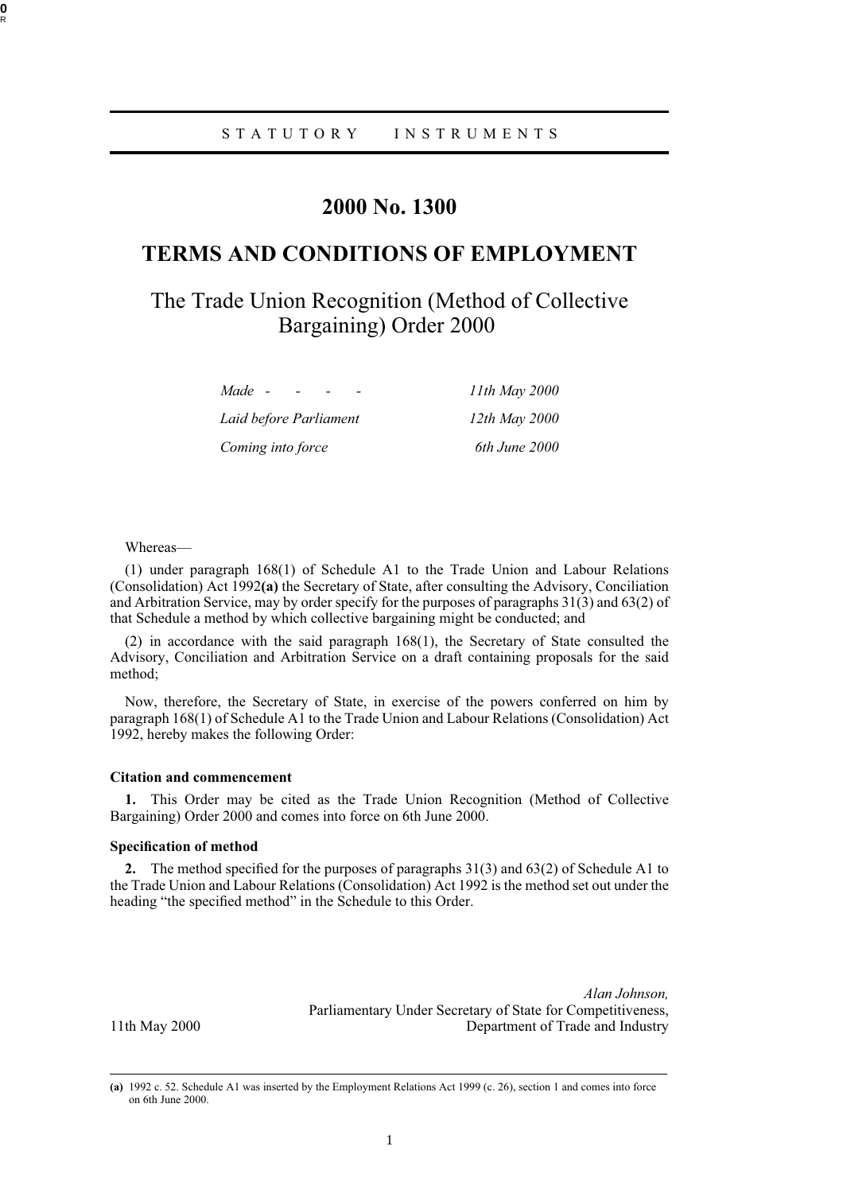STATUTORY INSTRUMENTS

# 2000 No. 1300

## TERMS AND CONDITIONS OF EMPLOYMENT

## The Trade Union Recognition (Method of Collective Bargaining) Order 2000

| | |
|---|---|
| *Made - - - -* | *11th May 2000* |
| *Laid before Parliament* | *12th May 2000* |
| *Coming into force* | *6th June 2000* |

Whereas—

(1) under paragraph 168(1) of Schedule A1 to the Trade Union and Labour Relations (Consolidation) Act 1992**(a)** the Secretary of State, after consulting the Advisory, Conciliation and Arbitration Service, may by order specify for the purposes of paragraphs 31(3) and 63(2) of that Schedule a method by which collective bargaining might be conducted; and

(2) in accordance with the said paragraph 168(1), the Secretary of State consulted the Advisory, Conciliation and Arbitration Service on a draft containing proposals for the said method;

Now, therefore, the Secretary of State, in exercise of the powers conferred on him by paragraph 168(1) of Schedule A1 to the Trade Union and Labour Relations (Consolidation) Act 1992, hereby makes the following Order:

**Citation and commencement**

**1.** This Order may be cited as the Trade Union Recognition (Method of Collective Bargaining) Order 2000 and comes into force on 6th June 2000.

**Specification of method**

**2.** The method specified for the purposes of paragraphs 31(3) and 63(2) of Schedule A1 to the Trade Union and Labour Relations (Consolidation) Act 1992 is the method set out under the heading "the specified method" in the Schedule to this Order.

*Alan Johnson,*
Parliamentary Under Secretary of State for Competitiveness,
Department of Trade and Industry

11th May 2000

---

**(a)** 1992 c. 52. Schedule A1 was inserted by the Employment Relations Act 1999 (c. 26), section 1 and comes into force on 6th June 2000.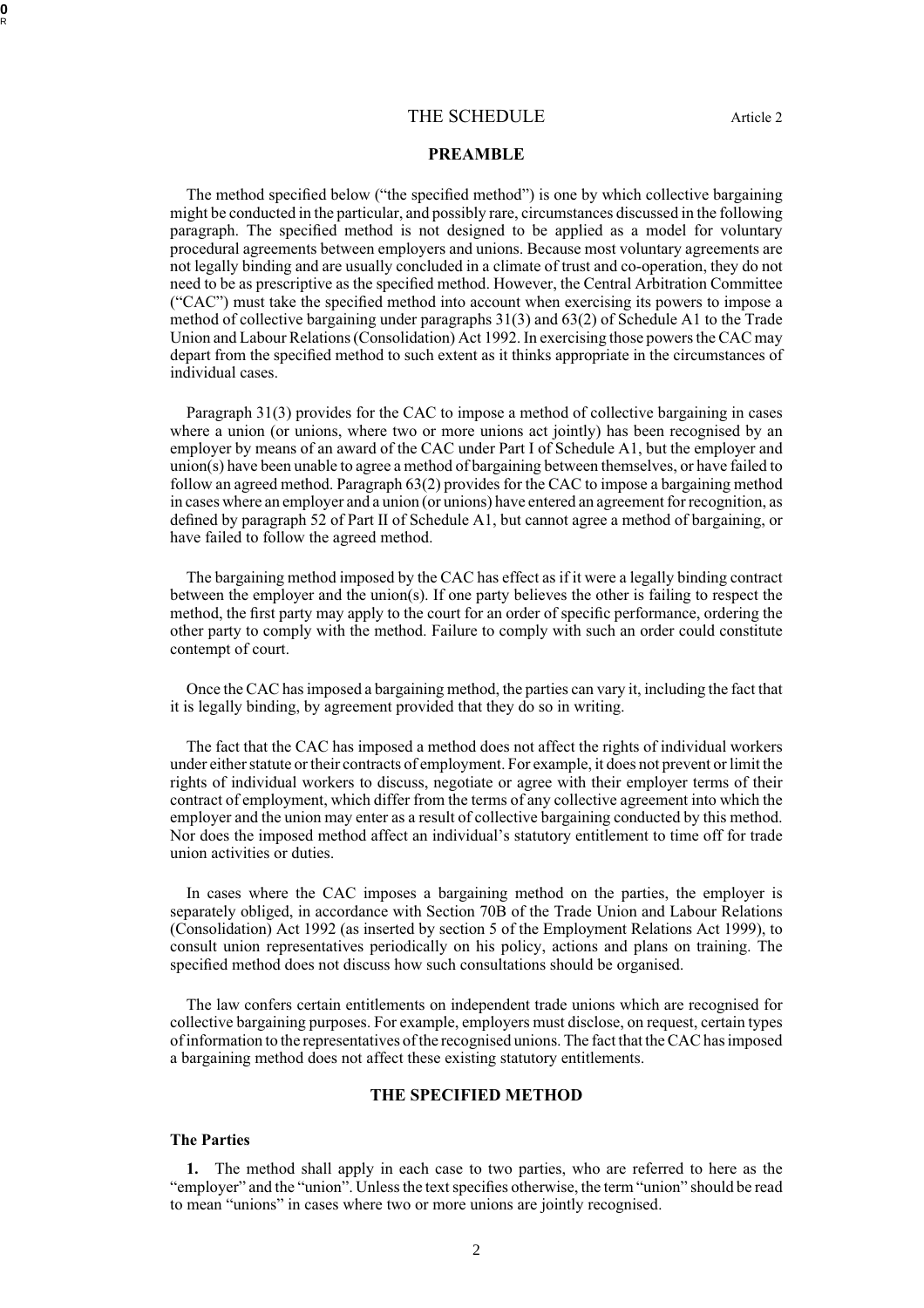# THE SCHEDULE

Article 2

## PREAMBLE

The method specified below ("the specified method") is one by which collective bargaining might be conducted in the particular, and possibly rare, circumstances discussed in the following paragraph. The specified method is not designed to be applied as a model for voluntary procedural agreements between employers and unions. Because most voluntary agreements are not legally binding and are usually concluded in a climate of trust and co-operation, they do not need to be as prescriptive as the specified method. However, the Central Arbitration Committee ("CAC") must take the specified method into account when exercising its powers to impose a method of collective bargaining under paragraphs 31(3) and 63(2) of Schedule A1 to the Trade Union and Labour Relations (Consolidation) Act 1992. In exercising those powers the CAC may depart from the specified method to such extent as it thinks appropriate in the circumstances of individual cases.

Paragraph 31(3) provides for the CAC to impose a method of collective bargaining in cases where a union (or unions, where two or more unions act jointly) has been recognised by an employer by means of an award of the CAC under Part I of Schedule A1, but the employer and union(s) have been unable to agree a method of bargaining between themselves, or have failed to follow an agreed method. Paragraph 63(2) provides for the CAC to impose a bargaining method in cases where an employer and a union (or unions) have entered an agreement for recognition, as defined by paragraph 52 of Part II of Schedule A1, but cannot agree a method of bargaining, or have failed to follow the agreed method.

The bargaining method imposed by the CAC has effect as if it were a legally binding contract between the employer and the union(s). If one party believes the other is failing to respect the method, the first party may apply to the court for an order of specific performance, ordering the other party to comply with the method. Failure to comply with such an order could constitute contempt of court.

Once the CAC has imposed a bargaining method, the parties can vary it, including the fact that it is legally binding, by agreement provided that they do so in writing.

The fact that the CAC has imposed a method does not affect the rights of individual workers under either statute or their contracts of employment. For example, it does not prevent or limit the rights of individual workers to discuss, negotiate or agree with their employer terms of their contract of employment, which differ from the terms of any collective agreement into which the employer and the union may enter as a result of collective bargaining conducted by this method. Nor does the imposed method affect an individual's statutory entitlement to time off for trade union activities or duties.

In cases where the CAC imposes a bargaining method on the parties, the employer is separately obliged, in accordance with Section 70B of the Trade Union and Labour Relations (Consolidation) Act 1992 (as inserted by section 5 of the Employment Relations Act 1999), to consult union representatives periodically on his policy, actions and plans on training. The specified method does not discuss how such consultations should be organised.

The law confers certain entitlements on independent trade unions which are recognised for collective bargaining purposes. For example, employers must disclose, on request, certain types of information to the representatives of the recognised unions. The fact that the CAC has imposed a bargaining method does not affect these existing statutory entitlements.

## THE SPECIFIED METHOD

### The Parties

**1.** The method shall apply in each case to two parties, who are referred to here as the "employer" and the "union". Unless the text specifies otherwise, the term "union" should be read to mean "unions" in cases where two or more unions are jointly recognised.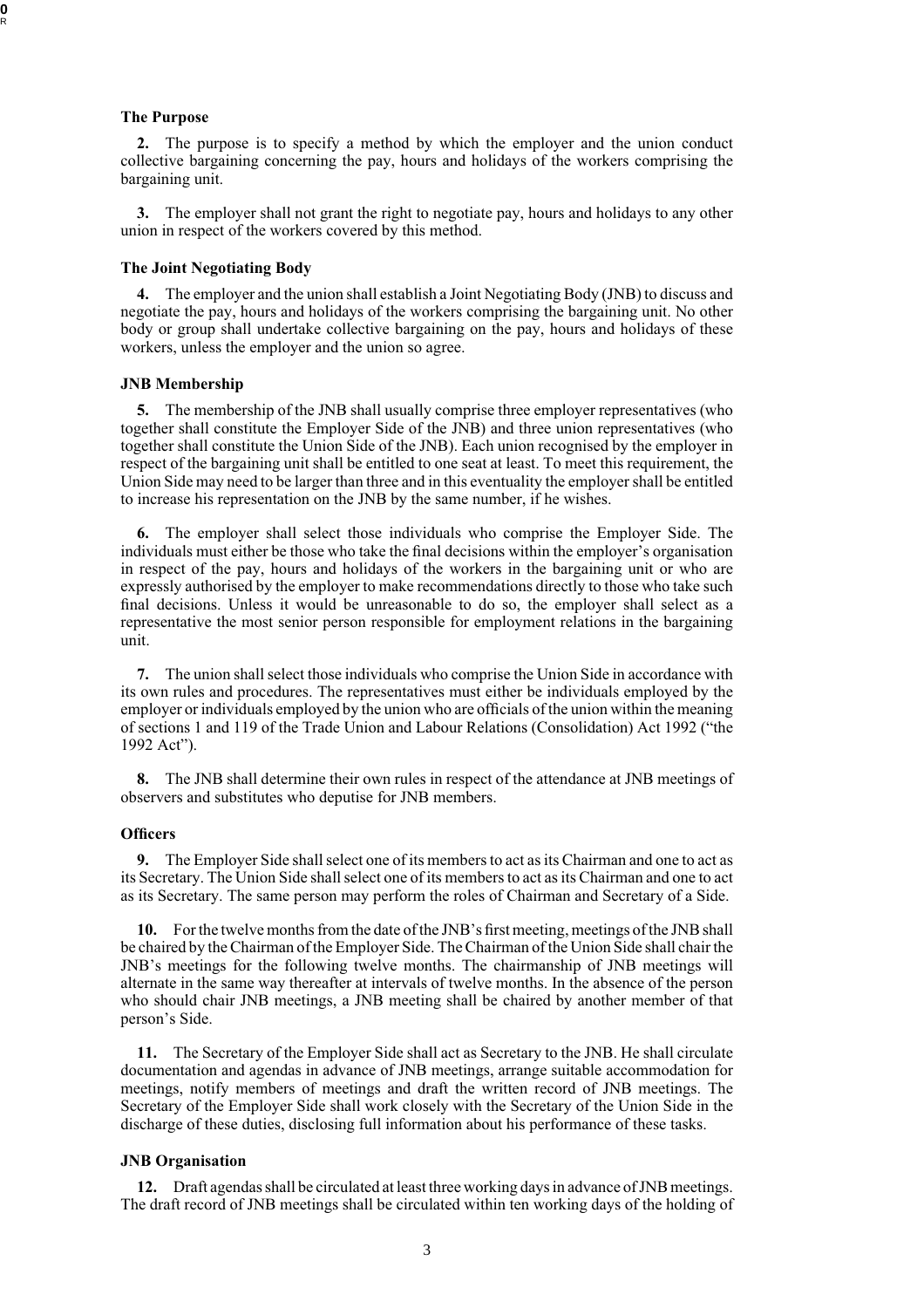### The Purpose

**2.** The purpose is to specify a method by which the employer and the union conduct collective bargaining concerning the pay, hours and holidays of the workers comprising the bargaining unit.

**3.** The employer shall not grant the right to negotiate pay, hours and holidays to any other union in respect of the workers covered by this method.

### The Joint Negotiating Body

**4.** The employer and the union shall establish a Joint Negotiating Body (JNB) to discuss and negotiate the pay, hours and holidays of the workers comprising the bargaining unit. No other body or group shall undertake collective bargaining on the pay, hours and holidays of these workers, unless the employer and the union so agree.

### JNB Membership

**5.** The membership of the JNB shall usually comprise three employer representatives (who together shall constitute the Employer Side of the JNB) and three union representatives (who together shall constitute the Union Side of the JNB). Each union recognised by the employer in respect of the bargaining unit shall be entitled to one seat at least. To meet this requirement, the Union Side may need to be larger than three and in this eventuality the employer shall be entitled to increase his representation on the JNB by the same number, if he wishes.

**6.** The employer shall select those individuals who comprise the Employer Side. The individuals must either be those who take the final decisions within the employer's organisation in respect of the pay, hours and holidays of the workers in the bargaining unit or who are expressly authorised by the employer to make recommendations directly to those who take such final decisions. Unless it would be unreasonable to do so, the employer shall select as a representative the most senior person responsible for employment relations in the bargaining unit.

**7.** The union shall select those individuals who comprise the Union Side in accordance with its own rules and procedures. The representatives must either be individuals employed by the employer or individuals employed by the union who are officials of the union within the meaning of sections 1 and 119 of the Trade Union and Labour Relations (Consolidation) Act 1992 ("the 1992 Act").

**8.** The JNB shall determine their own rules in respect of the attendance at JNB meetings of observers and substitutes who deputise for JNB members.

### Officers

**9.** The Employer Side shall select one of its members to act as its Chairman and one to act as its Secretary. The Union Side shall select one of its members to act as its Chairman and one to act as its Secretary. The same person may perform the roles of Chairman and Secretary of a Side.

**10.** For the twelve months from the date of the JNB's first meeting, meetings of the JNB shall be chaired by the Chairman of the Employer Side. The Chairman of the Union Side shall chair the JNB's meetings for the following twelve months. The chairmanship of JNB meetings will alternate in the same way thereafter at intervals of twelve months. In the absence of the person who should chair JNB meetings, a JNB meeting shall be chaired by another member of that person's Side.

**11.** The Secretary of the Employer Side shall act as Secretary to the JNB. He shall circulate documentation and agendas in advance of JNB meetings, arrange suitable accommodation for meetings, notify members of meetings and draft the written record of JNB meetings. The Secretary of the Employer Side shall work closely with the Secretary of the Union Side in the discharge of these duties, disclosing full information about his performance of these tasks.

### JNB Organisation

**12.** Draft agendas shall be circulated at least three working days in advance of JNB meetings. The draft record of JNB meetings shall be circulated within ten working days of the holding of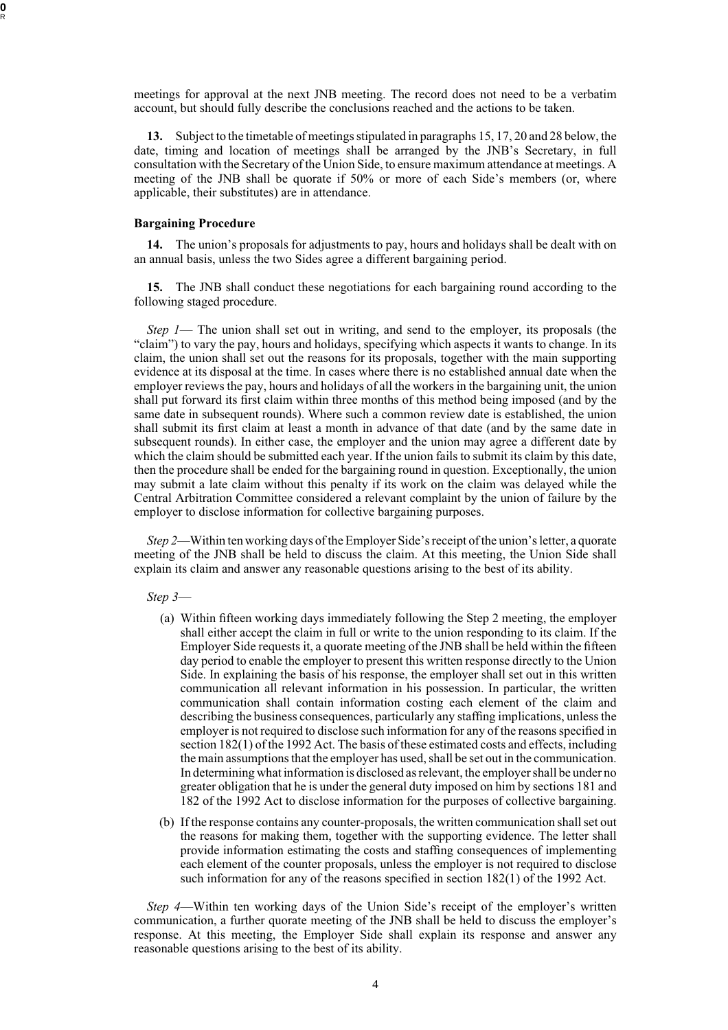meetings for approval at the next JNB meeting. The record does not need to be a verbatim account, but should fully describe the conclusions reached and the actions to be taken.

**13.** Subject to the timetable of meetings stipulated in paragraphs 15, 17, 20 and 28 below, the date, timing and location of meetings shall be arranged by the JNB's Secretary, in full consultation with the Secretary of the Union Side, to ensure maximum attendance at meetings. A meeting of the JNB shall be quorate if 50% or more of each Side's members (or, where applicable, their substitutes) are in attendance.

### Bargaining Procedure

**14.** The union's proposals for adjustments to pay, hours and holidays shall be dealt with on an annual basis, unless the two Sides agree a different bargaining period.

**15.** The JNB shall conduct these negotiations for each bargaining round according to the following staged procedure.

*Step 1*— The union shall set out in writing, and send to the employer, its proposals (the "claim") to vary the pay, hours and holidays, specifying which aspects it wants to change. In its claim, the union shall set out the reasons for its proposals, together with the main supporting evidence at its disposal at the time. In cases where there is no established annual date when the employer reviews the pay, hours and holidays of all the workers in the bargaining unit, the union shall put forward its first claim within three months of this method being imposed (and by the same date in subsequent rounds). Where such a common review date is established, the union shall submit its first claim at least a month in advance of that date (and by the same date in subsequent rounds). In either case, the employer and the union may agree a different date by which the claim should be submitted each year. If the union fails to submit its claim by this date, then the procedure shall be ended for the bargaining round in question. Exceptionally, the union may submit a late claim without this penalty if its work on the claim was delayed while the Central Arbitration Committee considered a relevant complaint by the union of failure by the employer to disclose information for collective bargaining purposes.

*Step 2*—Within ten working days of the Employer Side's receipt of the union's letter, a quorate meeting of the JNB shall be held to discuss the claim. At this meeting, the Union Side shall explain its claim and answer any reasonable questions arising to the best of its ability.

*Step 3*—

(a) Within fifteen working days immediately following the Step 2 meeting, the employer shall either accept the claim in full or write to the union responding to its claim. If the Employer Side requests it, a quorate meeting of the JNB shall be held within the fifteen day period to enable the employer to present this written response directly to the Union Side. In explaining the basis of his response, the employer shall set out in this written communication all relevant information in his possession. In particular, the written communication shall contain information costing each element of the claim and describing the business consequences, particularly any staffing implications, unless the employer is not required to disclose such information for any of the reasons specified in section 182(1) of the 1992 Act. The basis of these estimated costs and effects, including the main assumptions that the employer has used, shall be set out in the communication. In determining what information is disclosed as relevant, the employer shall be under no greater obligation that he is under the general duty imposed on him by sections 181 and 182 of the 1992 Act to disclose information for the purposes of collective bargaining.

(b) If the response contains any counter-proposals, the written communication shall set out the reasons for making them, together with the supporting evidence. The letter shall provide information estimating the costs and staffing consequences of implementing each element of the counter proposals, unless the employer is not required to disclose such information for any of the reasons specified in section 182(1) of the 1992 Act.

*Step 4*—Within ten working days of the Union Side's receipt of the employer's written communication, a further quorate meeting of the JNB shall be held to discuss the employer's response. At this meeting, the Employer Side shall explain its response and answer any reasonable questions arising to the best of its ability.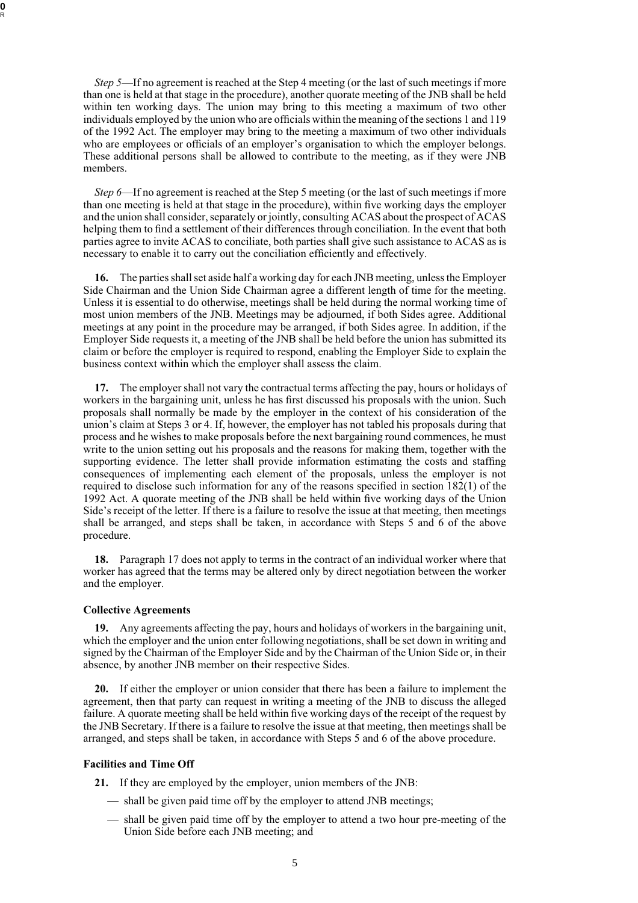*Step 5*—If no agreement is reached at the Step 4 meeting (or the last of such meetings if more than one is held at that stage in the procedure), another quorate meeting of the JNB shall be held within ten working days. The union may bring to this meeting a maximum of two other individuals employed by the union who are officials within the meaning of the sections 1 and 119 of the 1992 Act. The employer may bring to the meeting a maximum of two other individuals who are employees or officials of an employer's organisation to which the employer belongs. These additional persons shall be allowed to contribute to the meeting, as if they were JNB members.

*Step 6*—If no agreement is reached at the Step 5 meeting (or the last of such meetings if more than one meeting is held at that stage in the procedure), within five working days the employer and the union shall consider, separately or jointly, consulting ACAS about the prospect of ACAS helping them to find a settlement of their differences through conciliation. In the event that both parties agree to invite ACAS to conciliate, both parties shall give such assistance to ACAS as is necessary to enable it to carry out the conciliation efficiently and effectively.

**16.** The parties shall set aside half a working day for each JNB meeting, unless the Employer Side Chairman and the Union Side Chairman agree a different length of time for the meeting. Unless it is essential to do otherwise, meetings shall be held during the normal working time of most union members of the JNB. Meetings may be adjourned, if both Sides agree. Additional meetings at any point in the procedure may be arranged, if both Sides agree. In addition, if the Employer Side requests it, a meeting of the JNB shall be held before the union has submitted its claim or before the employer is required to respond, enabling the Employer Side to explain the business context within which the employer shall assess the claim.

**17.** The employer shall not vary the contractual terms affecting the pay, hours or holidays of workers in the bargaining unit, unless he has first discussed his proposals with the union. Such proposals shall normally be made by the employer in the context of his consideration of the union's claim at Steps 3 or 4. If, however, the employer has not tabled his proposals during that process and he wishes to make proposals before the next bargaining round commences, he must write to the union setting out his proposals and the reasons for making them, together with the supporting evidence. The letter shall provide information estimating the costs and staffing consequences of implementing each element of the proposals, unless the employer is not required to disclose such information for any of the reasons specified in section 182(1) of the 1992 Act. A quorate meeting of the JNB shall be held within five working days of the Union Side's receipt of the letter. If there is a failure to resolve the issue at that meeting, then meetings shall be arranged, and steps shall be taken, in accordance with Steps 5 and 6 of the above procedure.

**18.** Paragraph 17 does not apply to terms in the contract of an individual worker where that worker has agreed that the terms may be altered only by direct negotiation between the worker and the employer.

### Collective Agreements

**19.** Any agreements affecting the pay, hours and holidays of workers in the bargaining unit, which the employer and the union enter following negotiations, shall be set down in writing and signed by the Chairman of the Employer Side and by the Chairman of the Union Side or, in their absence, by another JNB member on their respective Sides.

**20.** If either the employer or union consider that there has been a failure to implement the agreement, then that party can request in writing a meeting of the JNB to discuss the alleged failure. A quorate meeting shall be held within five working days of the receipt of the request by the JNB Secretary. If there is a failure to resolve the issue at that meeting, then meetings shall be arranged, and steps shall be taken, in accordance with Steps 5 and 6 of the above procedure.

### Facilities and Time Off

**21.** If they are employed by the employer, union members of the JNB:

— shall be given paid time off by the employer to attend JNB meetings;

— shall be given paid time off by the employer to attend a two hour pre-meeting of the Union Side before each JNB meeting; and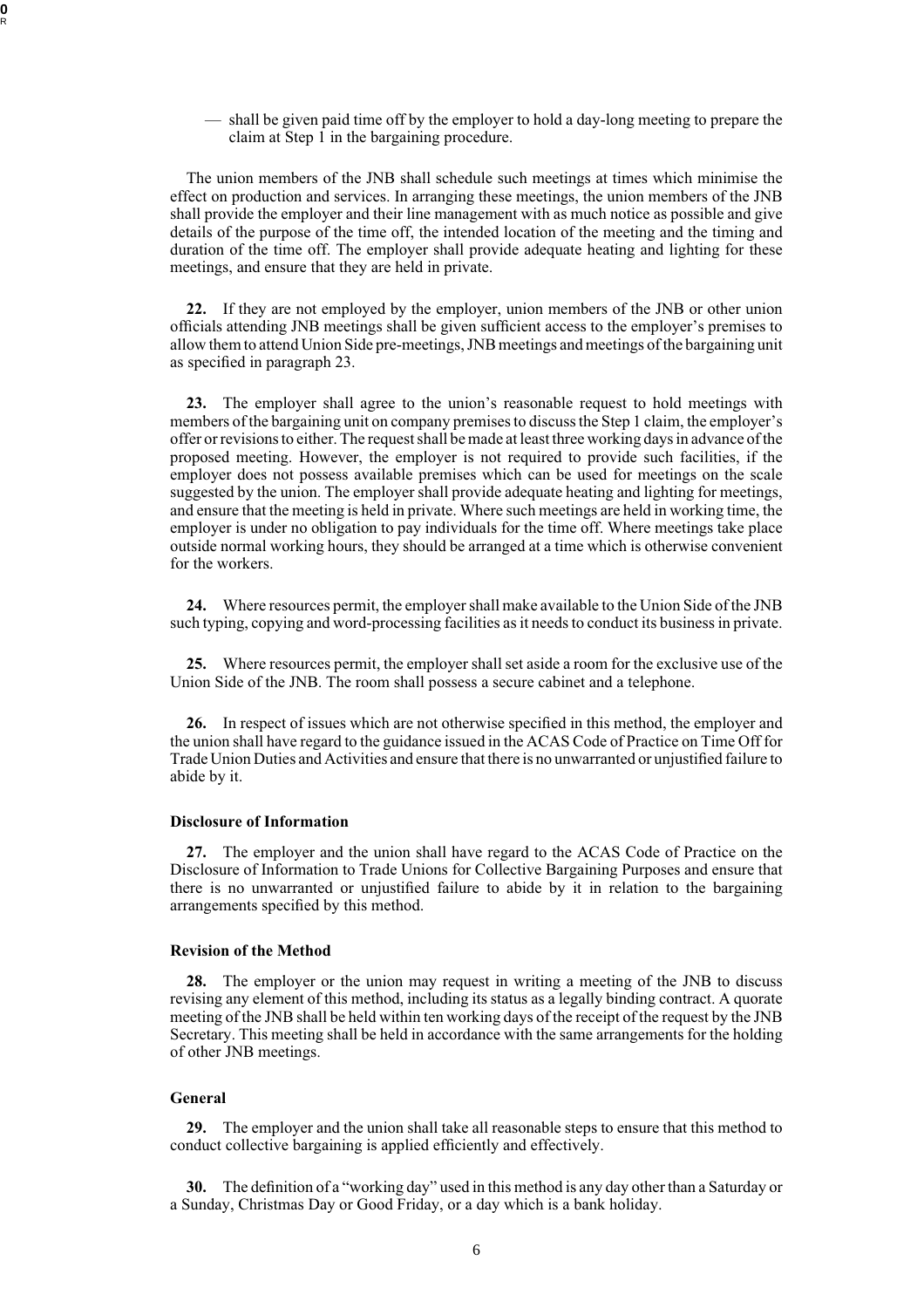— shall be given paid time off by the employer to hold a day-long meeting to prepare the claim at Step 1 in the bargaining procedure.

The union members of the JNB shall schedule such meetings at times which minimise the effect on production and services. In arranging these meetings, the union members of the JNB shall provide the employer and their line management with as much notice as possible and give details of the purpose of the time off, the intended location of the meeting and the timing and duration of the time off. The employer shall provide adequate heating and lighting for these meetings, and ensure that they are held in private.

**22.** If they are not employed by the employer, union members of the JNB or other union officials attending JNB meetings shall be given sufficient access to the employer's premises to allow them to attend Union Side pre-meetings, JNB meetings and meetings of the bargaining unit as specified in paragraph 23.

**23.** The employer shall agree to the union's reasonable request to hold meetings with members of the bargaining unit on company premises to discuss the Step 1 claim, the employer's offer or revisions to either. The request shall be made at least three working days in advance of the proposed meeting. However, the employer is not required to provide such facilities, if the employer does not possess available premises which can be used for meetings on the scale suggested by the union. The employer shall provide adequate heating and lighting for meetings, and ensure that the meeting is held in private. Where such meetings are held in working time, the employer is under no obligation to pay individuals for the time off. Where meetings take place outside normal working hours, they should be arranged at a time which is otherwise convenient for the workers.

**24.** Where resources permit, the employer shall make available to the Union Side of the JNB such typing, copying and word-processing facilities as it needs to conduct its business in private.

**25.** Where resources permit, the employer shall set aside a room for the exclusive use of the Union Side of the JNB. The room shall possess a secure cabinet and a telephone.

**26.** In respect of issues which are not otherwise specified in this method, the employer and the union shall have regard to the guidance issued in the ACAS Code of Practice on Time Off for Trade Union Duties and Activities and ensure that there is no unwarranted or unjustified failure to abide by it.

#### Disclosure of Information

**27.** The employer and the union shall have regard to the ACAS Code of Practice on the Disclosure of Information to Trade Unions for Collective Bargaining Purposes and ensure that there is no unwarranted or unjustified failure to abide by it in relation to the bargaining arrangements specified by this method.

#### Revision of the Method

**28.** The employer or the union may request in writing a meeting of the JNB to discuss revising any element of this method, including its status as a legally binding contract. A quorate meeting of the JNB shall be held within ten working days of the receipt of the request by the JNB Secretary. This meeting shall be held in accordance with the same arrangements for the holding of other JNB meetings.

#### General

**29.** The employer and the union shall take all reasonable steps to ensure that this method to conduct collective bargaining is applied efficiently and effectively.

**30.** The definition of a "working day" used in this method is any day other than a Saturday or a Sunday, Christmas Day or Good Friday, or a day which is a bank holiday.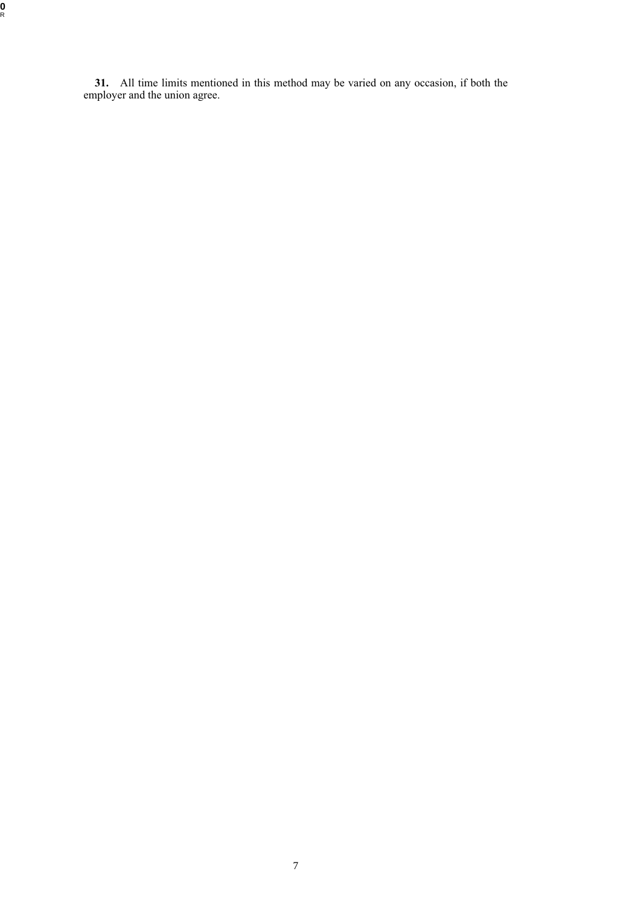**31.** All time limits mentioned in this method may be varied on any occasion, if both the employer and the union agree.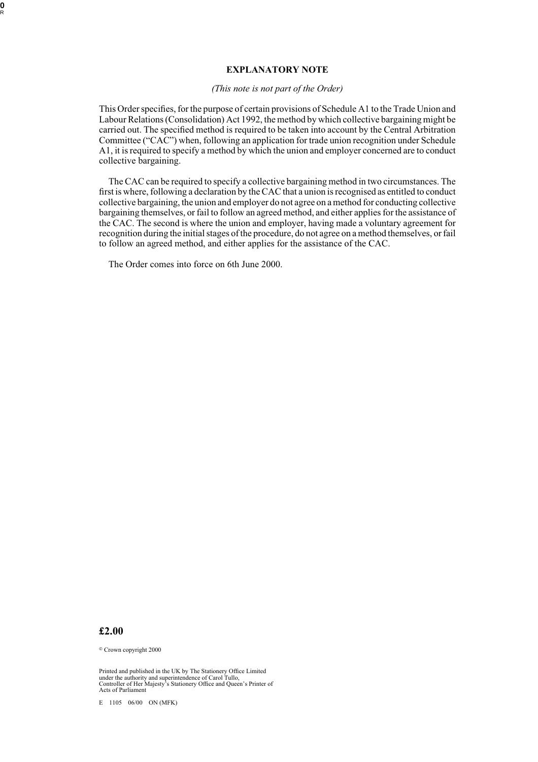## EXPLANATORY NOTE

*(This note is not part of the Order)*

This Order specifies, for the purpose of certain provisions of Schedule A1 to the Trade Union and Labour Relations (Consolidation) Act 1992, the method by which collective bargaining might be carried out. The specified method is required to be taken into account by the Central Arbitration Committee ("CAC") when, following an application for trade union recognition under Schedule A1, it is required to specify a method by which the union and employer concerned are to conduct collective bargaining.

The CAC can be required to specify a collective bargaining method in two circumstances. The first is where, following a declaration by the CAC that a union is recognised as entitled to conduct collective bargaining, the union and employer do not agree on a method for conducting collective bargaining themselves, or fail to follow an agreed method, and either applies for the assistance of the CAC. The second is where the union and employer, having made a voluntary agreement for recognition during the initial stages of the procedure, do not agree on a method themselves, or fail to follow an agreed method, and either applies for the assistance of the CAC.

The Order comes into force on 6th June 2000.

**£2.00**

© Crown copyright 2000

Printed and published in the UK by The Stationery Office Limited under the authority and superintendence of Carol Tullo, Controller of Her Majesty's Stationery Office and Queen's Printer of Acts of Parliament

E 1105 06/00 ON (MFK)